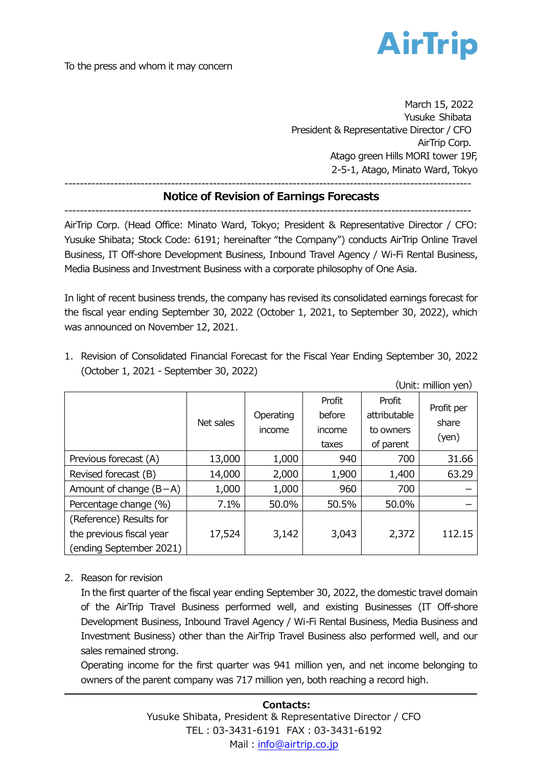AirTrip

To the press and whom it may concern

March 15, 2022
Yusuke Shibata
President & Representative Director / CFO
AirTrip Corp.
Atago green Hills MORI tower 19F,
2-5-1, Atago, Minato Ward, Tokyo

# Notice of Revision of Earnings Forecasts

AirTrip Corp. (Head Office: Minato Ward, Tokyo; President & Representative Director / CFO: Yusuke Shibata; Stock Code: 6191; hereinafter "the Company") conducts AirTrip Online Travel Business, IT Off-shore Development Business, Inbound Travel Agency / Wi-Fi Rental Business, Media Business and Investment Business with a corporate philosophy of One Asia.

In light of recent business trends, the company has revised its consolidated earnings forecast for the fiscal year ending September 30, 2022 (October 1, 2021, to September 30, 2022), which was announced on November 12, 2021.

1. Revision of Consolidated Financial Forecast for the Fiscal Year Ending September 30, 2022 (October 1, 2021 - September 30, 2022)

(Unit: million yen)

| | Net sales | Operating income | Profit before income taxes | Profit attributable to owners of parent | Profit per share (yen) |
|---|---|---|---|---|---|
| Previous forecast (A) | 13,000 | 1,000 | 940 | 700 | 31.66 |
| Revised forecast (B) | 14,000 | 2,000 | 1,900 | 1,400 | 63.29 |
| Amount of change (B−A) | 1,000 | 1,000 | 960 | 700 | − |
| Percentage change (%) | 7.1% | 50.0% | 50.5% | 50.0% | − |
| (Reference) Results for the previous fiscal year (ending September 2021) | 17,524 | 3,142 | 3,043 | 2,372 | 112.15 |

2. Reason for revision

In the first quarter of the fiscal year ending September 30, 2022, the domestic travel domain of the AirTrip Travel Business performed well, and existing Businesses (IT Off-shore Development Business, Inbound Travel Agency / Wi-Fi Rental Business, Media Business and Investment Business) other than the AirTrip Travel Business also performed well, and our sales remained strong.

Operating income for the first quarter was 941 million yen, and net income belonging to owners of the parent company was 717 million yen, both reaching a record high.

**Contacts:**
Yusuke Shibata, President & Representative Director / CFO
TEL : 03-3431-6191 FAX : 03-3431-6192
Mail : info@airtrip.co.jp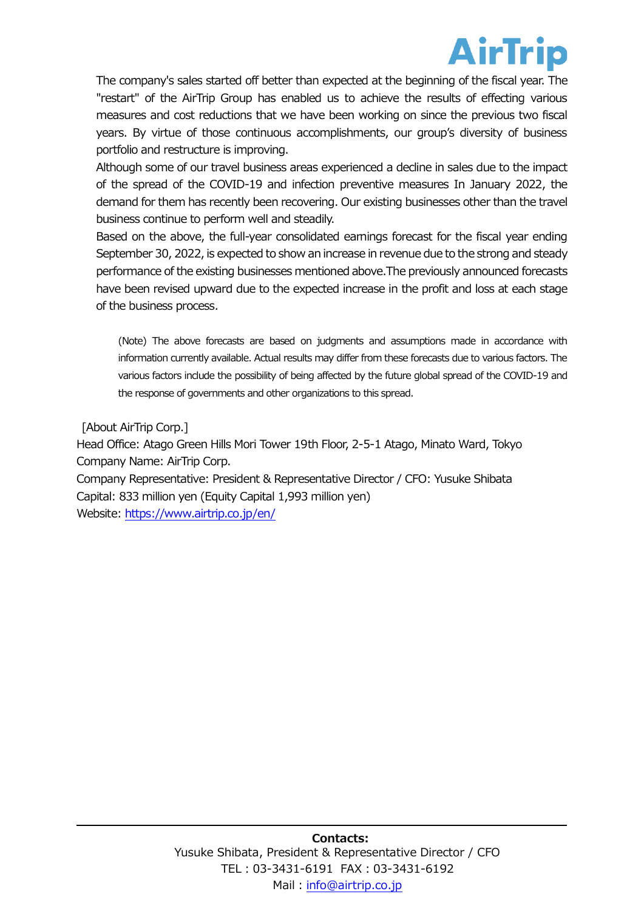The company's sales started off better than expected at the beginning of the fiscal year. The "restart" of the AirTrip Group has enabled us to achieve the results of effecting various measures and cost reductions that we have been working on since the previous two fiscal years. By virtue of those continuous accomplishments, our group's diversity of business portfolio and restructure is improving.

Although some of our travel business areas experienced a decline in sales due to the impact of the spread of the COVID-19 and infection preventive measures In January 2022, the demand for them has recently been recovering. Our existing businesses other than the travel business continue to perform well and steadily.

Based on the above, the full-year consolidated earnings forecast for the fiscal year ending September 30, 2022, is expected to show an increase in revenue due to the strong and steady performance of the existing businesses mentioned above.The previously announced forecasts have been revised upward due to the expected increase in the profit and loss at each stage of the business process.

(Note) The above forecasts are based on judgments and assumptions made in accordance with information currently available. Actual results may differ from these forecasts due to various factors. The various factors include the possibility of being affected by the future global spread of the COVID-19 and the response of governments and other organizations to this spread.

[About AirTrip Corp.]

Head Office: Atago Green Hills Mori Tower 19th Floor, 2-5-1 Atago, Minato Ward, Tokyo
Company Name: AirTrip Corp.
Company Representative: President & Representative Director / CFO: Yusuke Shibata
Capital: 833 million yen (Equity Capital 1,993 million yen)
Website: https://www.airtrip.co.jp/en/

**Contacts:**
Yusuke Shibata, President & Representative Director / CFO
TEL : 03-3431-6191 FAX : 03-3431-6192
Mail : info@airtrip.co.jp